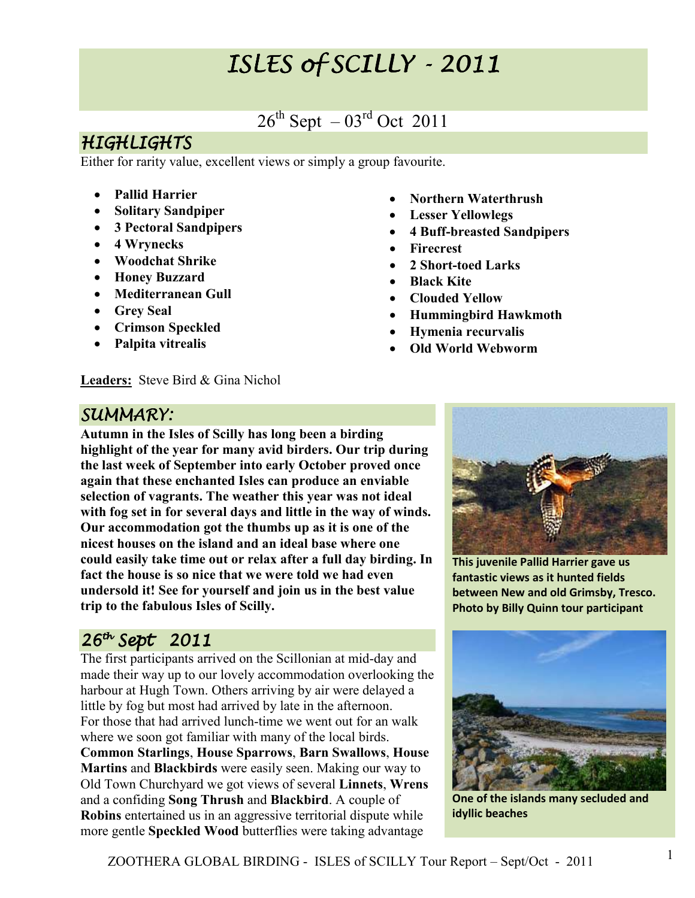# ISLES of SCILLY - 2011

26th Sept – 03rd Oct 2011

## HIGHLIGHTS

Either for rarity value, excellent views or simply a group favourite.

- **Pallid Harrier**
- **Solitary Sandpiper**
- **3 Pectoral Sandpipers**
- **4 Wrynecks**
- **Woodchat Shrike**
- **Honey Buzzard**
- **Mediterranean Gull**
- **Grey Seal**
- **Crimson Speckled**
- **Palpita vitrealis**
- **Northern Waterthrush**
- **Lesser Yellowlegs**
- **4 Buff-breasted Sandpipers**
- **Firecrest**
- **2 Short-toed Larks**
- **Black Kite**
- **Clouded Yellow**
- **Hummingbird Hawkmoth**
- **Hymenia recurvalis**
- **Old World Webworm**

**Leaders:** Steve Bird & Gina Nichol

## SUMMARY:

**Autumn in the Isles of Scilly has long been a birding highlight of the year for many avid birders. Our trip during the last week of September into early October proved once again that these enchanted Isles can produce an enviable selection of vagrants. The weather this year was not ideal with fog set in for several days and little in the way of winds. Our accommodation got the thumbs up as it is one of the nicest houses on the island and an ideal base where one could easily take time out or relax after a full day birding. In fact the house is so nice that we were told we had even undersold it! See for yourself and join us in the best value trip to the fabulous Isles of Scilly.**

**This juvenile Pallid Harrier gave us fantastic views as it hunted fields between New and old Grimsby, Tresco. Photo by Billy Quinn tour participant**

**One of the islands many secluded and idyllic beaches**

## 26th Sept 2011

The first participants arrived on the Scillonian at mid-day and made their way up to our lovely accommodation overlooking the harbour at Hugh Town. Others arriving by air were delayed a little by fog but most had arrived by late in the afternoon. For those that had arrived lunch-time we went out for an walk where we soon got familiar with many of the local birds. **Common Starlings**, **House Sparrows**, **Barn Swallows**, **House Martins** and **Blackbirds** were easily seen. Making our way to Old Town Churchyard we got views of several **Linnets**, **Wrens** and a confiding **Song Thrush** and **Blackbird**. A couple of **Robins** entertained us in an aggressive territorial dispute while more gentle **Speckled Wood** butterflies were taking advantage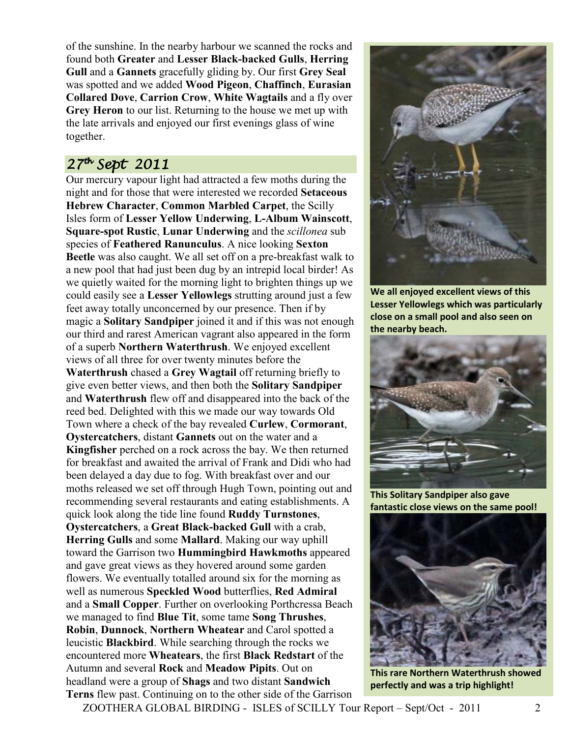of the sunshine. In the nearby harbour we scanned the rocks and found both **Greater** and **Lesser Black-backed Gulls**, **Herring Gull** and a **Gannets** gracefully gliding by. Our first **Grey Seal** was spotted and we added **Wood Pigeon**, **Chaffinch**, **Eurasian Collared Dove**, **Carrion Crow**, **White Wagtails** and a fly over **Grey Heron** to our list. Returning to the house we met up with the late arrivals and enjoyed our first evenings glass of wine together.

## *27th Sept 2011*

Our mercury vapour light had attracted a few moths during the night and for those that were interested we recorded **Setaceous Hebrew Character**, **Common Marbled Carpet**, the Scilly Isles form of **Lesser Yellow Underwing**, **L-Album Wainscott**, **Square-spot Rustic**, **Lunar Underwing** and the *scillonea* sub species of **Feathered Ranunculus**. A nice looking **Sexton Beetle** was also caught. We all set off on a pre-breakfast walk to a new pool that had just been dug by an intrepid local birder! As we quietly waited for the morning light to brighten things up we could easily see a **Lesser Yellowlegs** strutting around just a few feet away totally unconcerned by our presence. Then if by magic a **Solitary Sandpiper** joined it and if this was not enough our third and rarest American vagrant also appeared in the form of a superb **Northern Waterthrush**. We enjoyed excellent views of all three for over twenty minutes before the **Waterthrush** chased a **Grey Wagtail** off returning briefly to give even better views, and then both the **Solitary Sandpiper** and **Waterthrush** flew off and disappeared into the back of the reed bed. Delighted with this we made our way towards Old Town where a check of the bay revealed **Curlew**, **Cormorant**, **Oystercatchers**, distant **Gannets** out on the water and a **Kingfisher** perched on a rock across the bay. We then returned for breakfast and awaited the arrival of Frank and Didi who had been delayed a day due to fog. With breakfast over and our moths released we set off through Hugh Town, pointing out and recommending several restaurants and eating establishments. A quick look along the tide line found **Ruddy Turnstones**, **Oystercatchers**, a **Great Black-backed Gull** with a crab, **Herring Gulls** and some **Mallard**. Making our way uphill toward the Garrison two **Hummingbird Hawkmoths** appeared and gave great views as they hovered around some garden flowers. We eventually totalled around six for the morning as well as numerous **Speckled Wood** butterflies, **Red Admiral** and a **Small Copper**. Further on overlooking Porthcressa Beach we managed to find **Blue Tit**, some tame **Song Thrushes**, **Robin**, **Dunnock**, **Northern Wheatear** and Carol spotted a leucistic **Blackbird**. While searching through the rocks we encountered more **Wheatears**, the first **Black Redstart** of the Autumn and several **Rock** and **Meadow Pipits**. Out on headland were a group of **Shags** and two distant **Sandwich Terns** flew past. Continuing on to the other side of the Garrison

**We all enjoyed excellent views of this Lesser Yellowlegs which was particularly close on a small pool and also seen on the nearby beach.**

**This Solitary Sandpiper also gave fantastic close views on the same pool!**

**This rare Northern Waterthrush showed perfectly and was a trip highlight!**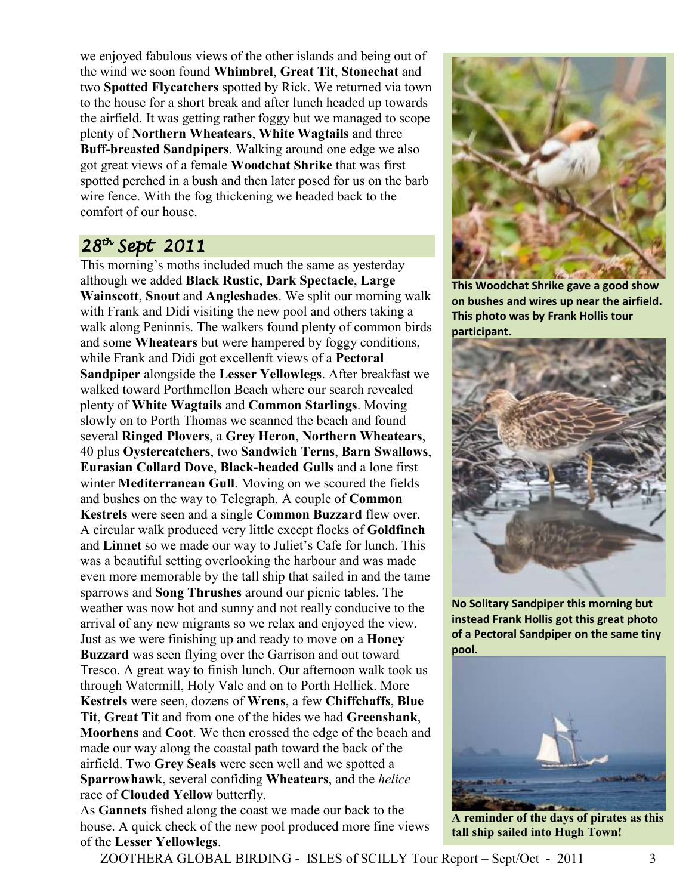we enjoyed fabulous views of the other islands and being out of the wind we soon found **Whimbrel**, **Great Tit**, **Stonechat** and two **Spotted Flycatchers** spotted by Rick. We returned via town to the house for a short break and after lunch headed up towards the airfield. It was getting rather foggy but we managed to scope plenty of **Northern Wheatears**, **White Wagtails** and three **Buff-breasted Sandpipers**. Walking around one edge we also got great views of a female **Woodchat Shrike** that was first spotted perched in a bush and then later posed for us on the barb wire fence. With the fog thickening we headed back to the comfort of our house.

## *28th Sept 2011*

This morning's moths included much the same as yesterday although we added **Black Rustic**, **Dark Spectacle**, **Large Wainscott**, **Snout** and **Angleshades**. We split our morning walk with Frank and Didi visiting the new pool and others taking a walk along Peninnis. The walkers found plenty of common birds and some **Wheatears** but were hampered by foggy conditions, while Frank and Didi got excellenft views of a **Pectoral Sandpiper** alongside the **Lesser Yellowlegs**. After breakfast we walked toward Porthmellon Beach where our search revealed plenty of **White Wagtails** and **Common Starlings**. Moving slowly on to Porth Thomas we scanned the beach and found several **Ringed Plovers**, a **Grey Heron**, **Northern Wheatears**, 40 plus **Oystercatchers**, two **Sandwich Terns**, **Barn Swallows**, **Eurasian Collard Dove**, **Black-headed Gulls** and a lone first winter **Mediterranean Gull**. Moving on we scoured the fields and bushes on the way to Telegraph. A couple of **Common Kestrels** were seen and a single **Common Buzzard** flew over. A circular walk produced very little except flocks of **Goldfinch** and **Linnet** so we made our way to Juliet's Cafe for lunch. This was a beautiful setting overlooking the harbour and was made even more memorable by the tall ship that sailed in and the tame sparrows and **Song Thrushes** around our picnic tables. The weather was now hot and sunny and not really conducive to the arrival of any new migrants so we relax and enjoyed the view. Just as we were finishing up and ready to move on a **Honey Buzzard** was seen flying over the Garrison and out toward Tresco. A great way to finish lunch. Our afternoon walk took us through Watermill, Holy Vale and on to Porth Hellick. More **Kestrels** were seen, dozens of **Wrens**, a few **Chiffchaffs**, **Blue Tit**, **Great Tit** and from one of the hides we had **Greenshank**, **Moorhens** and **Coot**. We then crossed the edge of the beach and made our way along the coastal path toward the back of the airfield. Two **Grey Seals** were seen well and we spotted a **Sparrowhawk**, several confiding **Wheatears**, and the *helice* race of **Clouded Yellow** butterfly.

As **Gannets** fished along the coast we made our back to the house. A quick check of the new pool produced more fine views of the **Lesser Yellowlegs**.

**This Woodchat Shrike gave a good show on bushes and wires up near the airfield. This photo was by Frank Hollis tour participant.**

**No Solitary Sandpiper this morning but instead Frank Hollis got this great photo of a Pectoral Sandpiper on the same tiny pool.**

**A reminder of the days of pirates as this tall ship sailed into Hugh Town!**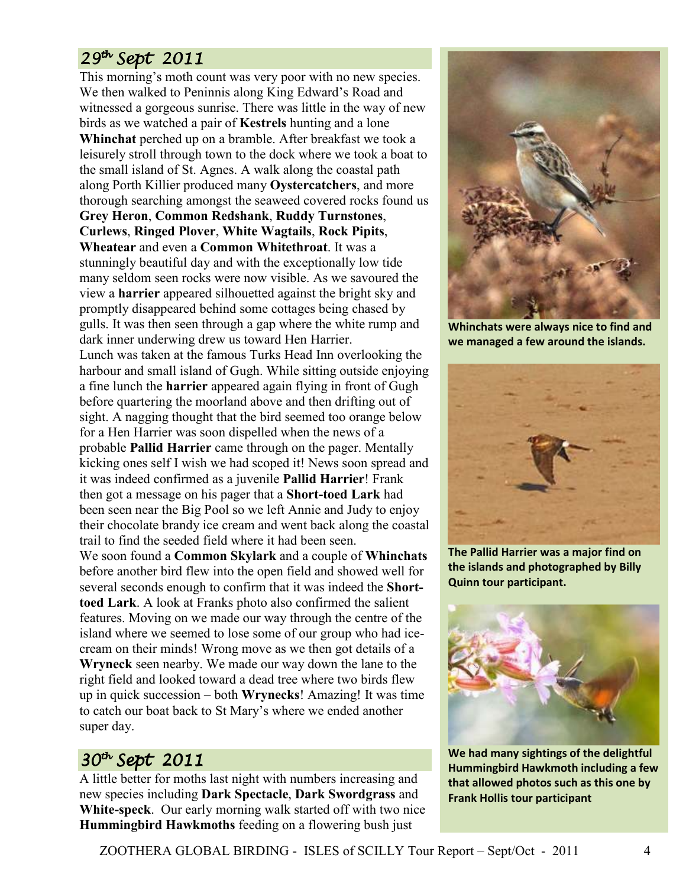## 29th Sept 2011

This morning's moth count was very poor with no new species. We then walked to Peninnis along King Edward's Road and witnessed a gorgeous sunrise. There was little in the way of new birds as we watched a pair of **Kestrels** hunting and a lone **Whinchat** perched up on a bramble. After breakfast we took a leisurely stroll through town to the dock where we took a boat to the small island of St. Agnes. A walk along the coastal path along Porth Killier produced many **Oystercatchers**, and more thorough searching amongst the seaweed covered rocks found us **Grey Heron**, **Common Redshank**, **Ruddy Turnstones**, **Curlews**, **Ringed Plover**, **White Wagtails**, **Rock Pipits**, **Wheatear** and even a **Common Whitethroat**. It was a stunningly beautiful day and with the exceptionally low tide many seldom seen rocks were now visible. As we savoured the view a **harrier** appeared silhouetted against the bright sky and promptly disappeared behind some cottages being chased by gulls. It was then seen through a gap where the white rump and dark inner underwing drew us toward Hen Harrier.

Lunch was taken at the famous Turks Head Inn overlooking the harbour and small island of Gugh. While sitting outside enjoying a fine lunch the **harrier** appeared again flying in front of Gugh before quartering the moorland above and then drifting out of sight. A nagging thought that the bird seemed too orange below for a Hen Harrier was soon dispelled when the news of a probable **Pallid Harrier** came through on the pager. Mentally kicking ones self I wish we had scoped it! News soon spread and it was indeed confirmed as a juvenile **Pallid Harrier**! Frank then got a message on his pager that a **Short-toed Lark** had been seen near the Big Pool so we left Annie and Judy to enjoy their chocolate brandy ice cream and went back along the coastal trail to find the seeded field where it had been seen.

We soon found a **Common Skylark** and a couple of **Whinchats** before another bird flew into the open field and showed well for several seconds enough to confirm that it was indeed the **Short-toed Lark**. A look at Franks photo also confirmed the salient features. Moving on we made our way through the centre of the island where we seemed to lose some of our group who had ice-cream on their minds! Wrong move as we then got details of a **Wryneck** seen nearby. We made our way down the lane to the right field and looked toward a dead tree where two birds flew up in quick succession – both **Wrynecks**! Amazing! It was time to catch our boat back to St Mary's where we ended another super day.

**Whinchats were always nice to find and we managed a few around the islands.**

**The Pallid Harrier was a major find on the islands and photographed by Billy Quinn tour participant.**

**We had many sightings of the delightful Hummingbird Hawkmoth including a few that allowed photos such as this one by Frank Hollis tour participant**

## 30th Sept 2011

A little better for moths last night with numbers increasing and new species including **Dark Spectacle**, **Dark Swordgrass** and **White-speck**. Our early morning walk started off with two nice **Hummingbird Hawkmoths** feeding on a flowering bush just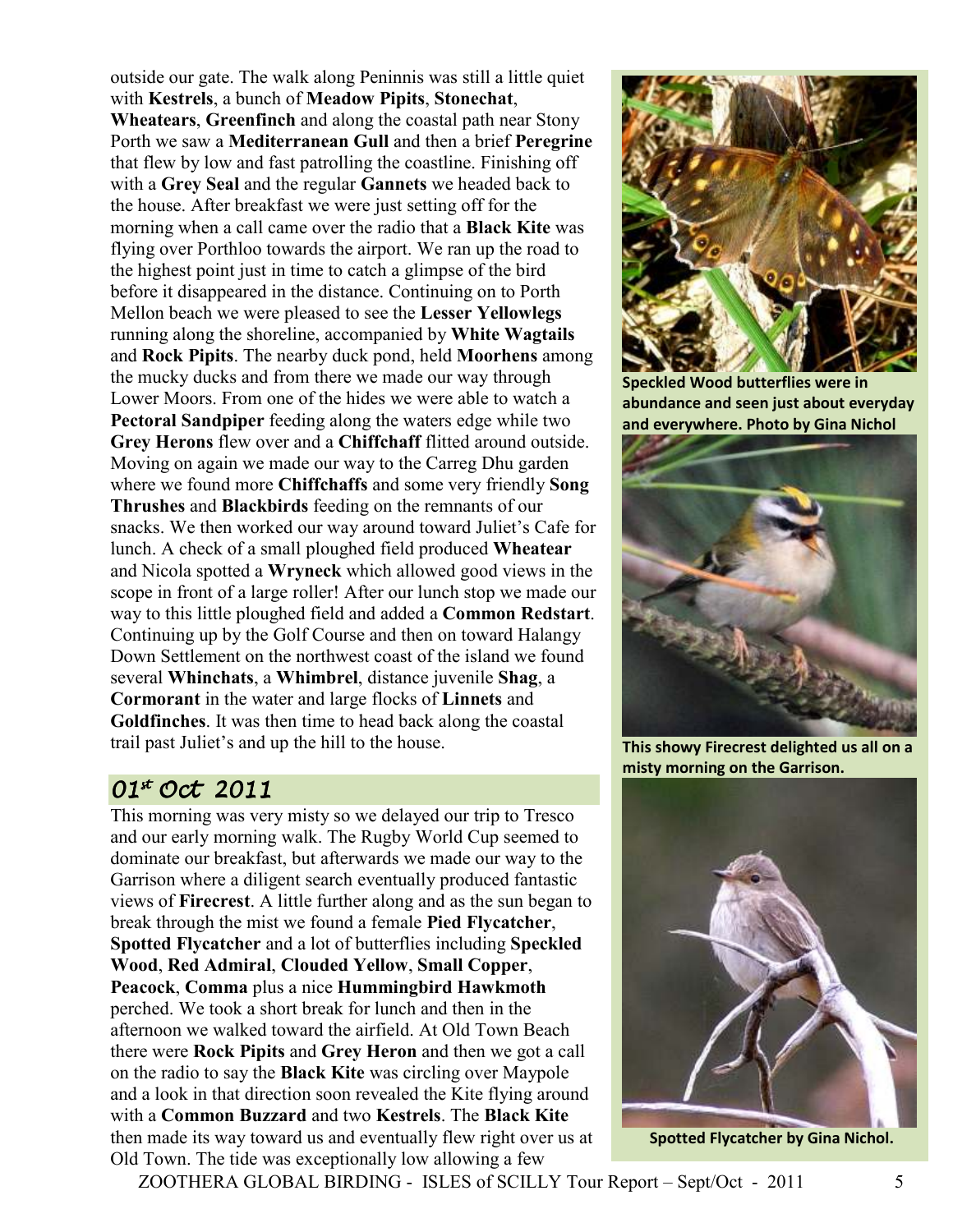outside our gate. The walk along Peninnis was still a little quiet with **Kestrels**, a bunch of **Meadow Pipits**, **Stonechat**, **Wheatears**, **Greenfinch** and along the coastal path near Stony Porth we saw a **Mediterranean Gull** and then a brief **Peregrine** that flew by low and fast patrolling the coastline. Finishing off with a **Grey Seal** and the regular **Gannets** we headed back to the house. After breakfast we were just setting off for the morning when a call came over the radio that a **Black Kite** was flying over Porthloo towards the airport. We ran up the road to the highest point just in time to catch a glimpse of the bird before it disappeared in the distance. Continuing on to Porth Mellon beach we were pleased to see the **Lesser Yellowlegs** running along the shoreline, accompanied by **White Wagtails** and **Rock Pipits**. The nearby duck pond, held **Moorhens** among the mucky ducks and from there we made our way through Lower Moors. From one of the hides we were able to watch a **Pectoral Sandpiper** feeding along the waters edge while two **Grey Herons** flew over and a **Chiffchaff** flitted around outside. Moving on again we made our way to the Carreg Dhu garden where we found more **Chiffchaffs** and some very friendly **Song Thrushes** and **Blackbirds** feeding on the remnants of our snacks. We then worked our way around toward Juliet's Cafe for lunch. A check of a small ploughed field produced **Wheatear** and Nicola spotted a **Wryneck** which allowed good views in the scope in front of a large roller! After our lunch stop we made our way to this little ploughed field and added a **Common Redstart**. Continuing up by the Golf Course and then on toward Halangy Down Settlement on the northwest coast of the island we found several **Whinchats**, a **Whimbrel**, distance juvenile **Shag**, a **Cormorant** in the water and large flocks of **Linnets** and **Goldfinches**. It was then time to head back along the coastal trail past Juliet's and up the hill to the house.

## *01st Oct 2011*

This morning was very misty so we delayed our trip to Tresco and our early morning walk. The Rugby World Cup seemed to dominate our breakfast, but afterwards we made our way to the Garrison where a diligent search eventually produced fantastic views of **Firecrest**. A little further along and as the sun began to break through the mist we found a female **Pied Flycatcher**, **Spotted Flycatcher** and a lot of butterflies including **Speckled Wood**, **Red Admiral**, **Clouded Yellow**, **Small Copper**, **Peacock**, **Comma** plus a nice **Hummingbird Hawkmoth** perched. We took a short break for lunch and then in the afternoon we walked toward the airfield. At Old Town Beach there were **Rock Pipits** and **Grey Heron** and then we got a call on the radio to say the **Black Kite** was circling over Maypole and a look in that direction soon revealed the Kite flying around with a **Common Buzzard** and two **Kestrels**. The **Black Kite** then made its way toward us and eventually flew right over us at Old Town. The tide was exceptionally low allowing a few

**Speckled Wood butterflies were in abundance and seen just about everyday and everywhere. Photo by Gina Nichol**

**This showy Firecrest delighted us all on a misty morning on the Garrison.**

**Spotted Flycatcher by Gina Nichol.**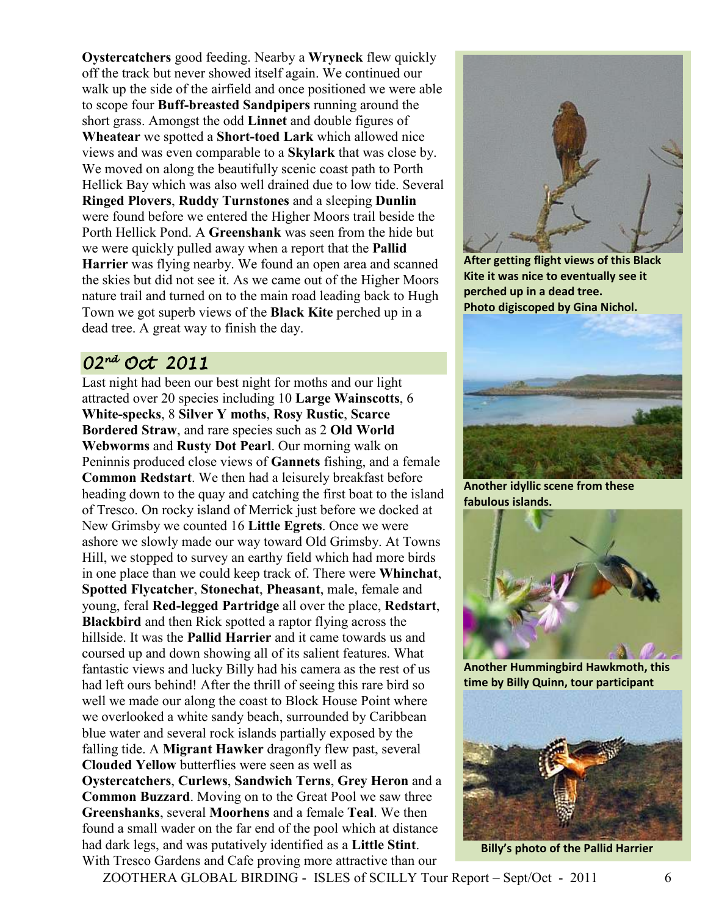**Oystercatchers** good feeding. Nearby a **Wryneck** flew quickly off the track but never showed itself again. We continued our walk up the side of the airfield and once positioned we were able to scope four **Buff-breasted Sandpipers** running around the short grass. Amongst the odd **Linnet** and double figures of **Wheatear** we spotted a **Short-toed Lark** which allowed nice views and was even comparable to a **Skylark** that was close by. We moved on along the beautifully scenic coast path to Porth Hellick Bay which was also well drained due to low tide. Several **Ringed Plovers**, **Ruddy Turnstones** and a sleeping **Dunlin** were found before we entered the Higher Moors trail beside the Porth Hellick Pond. A **Greenshank** was seen from the hide but we were quickly pulled away when a report that the **Pallid Harrier** was flying nearby. We found an open area and scanned the skies but did not see it. As we came out of the Higher Moors nature trail and turned on to the main road leading back to Hugh Town we got superb views of the **Black Kite** perched up in a dead tree. A great way to finish the day.

**After getting flight views of this Black Kite it was nice to eventually see it perched up in a dead tree. Photo digiscoped by Gina Nichol.**

## *02nd Oct 2011*

Last night had been our best night for moths and our light attracted over 20 species including 10 **Large Wainscotts**, 6 **White-specks**, 8 **Silver Y moths**, **Rosy Rustic**, **Scarce Bordered Straw**, and rare species such as 2 **Old World Webworms** and **Rusty Dot Pearl**. Our morning walk on Peninnis produced close views of **Gannets** fishing, and a female **Common Redstart**. We then had a leisurely breakfast before heading down to the quay and catching the first boat to the island of Tresco. On rocky island of Merrick just before we docked at New Grimsby we counted 16 **Little Egrets**. Once we were ashore we slowly made our way toward Old Grimsby. At Towns Hill, we stopped to survey an earthy field which had more birds in one place than we could keep track of. There were **Whinchat**, **Spotted Flycatcher**, **Stonechat**, **Pheasant**, male, female and young, feral **Red-legged Partridge** all over the place, **Redstart**, **Blackbird** and then Rick spotted a raptor flying across the hillside. It was the **Pallid Harrier** and it came towards us and coursed up and down showing all of its salient features. What fantastic views and lucky Billy had his camera as the rest of us had left ours behind! After the thrill of seeing this rare bird so well we made our along the coast to Block House Point where we overlooked a white sandy beach, surrounded by Caribbean blue water and several rock islands partially exposed by the falling tide. A **Migrant Hawker** dragonfly flew past, several **Clouded Yellow** butterflies were seen as well as **Oystercatchers**, **Curlews**, **Sandwich Terns**, **Grey Heron** and a **Common Buzzard**. Moving on to the Great Pool we saw three **Greenshanks**, several **Moorhens** and a female **Teal**. We then found a small wader on the far end of the pool which at distance had dark legs, and was putatively identified as a **Little Stint**. With Tresco Gardens and Cafe proving more attractive than our

**Another idyllic scene from these fabulous islands.**

**Another Hummingbird Hawkmoth, this time by Billy Quinn, tour participant**

**Billy's photo of the Pallid Harrier**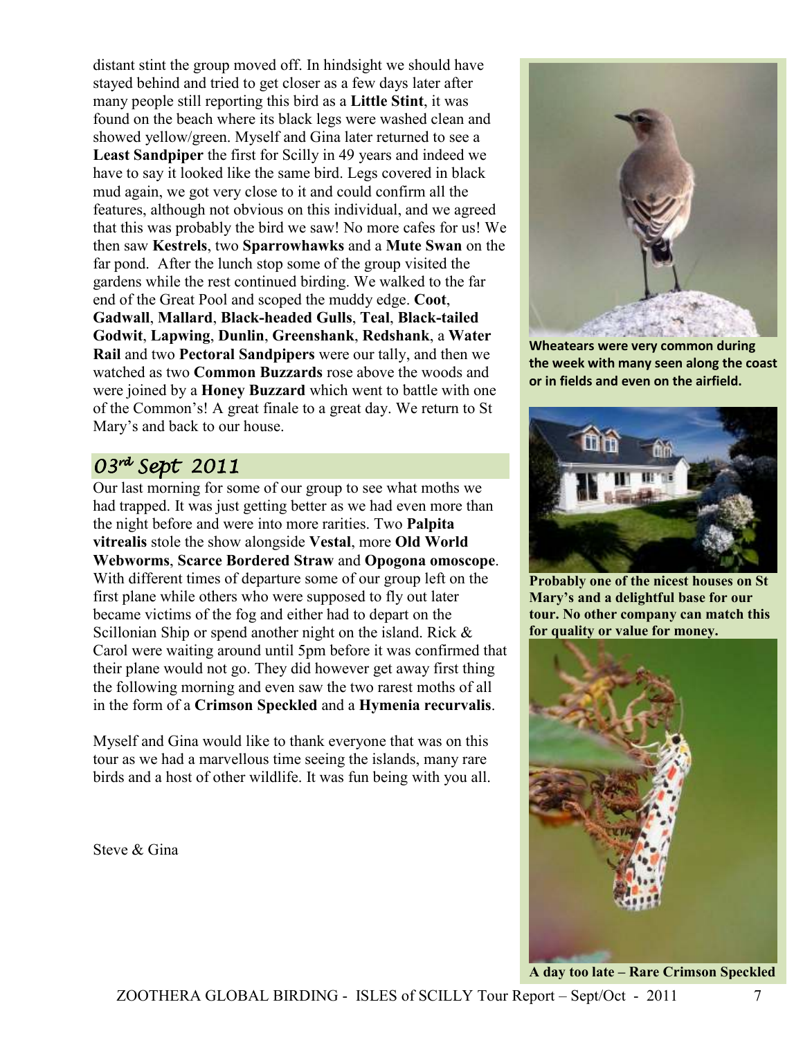distant stint the group moved off. In hindsight we should have stayed behind and tried to get closer as a few days later after many people still reporting this bird as a **Little Stint**, it was found on the beach where its black legs were washed clean and showed yellow/green. Myself and Gina later returned to see a **Least Sandpiper** the first for Scilly in 49 years and indeed we have to say it looked like the same bird. Legs covered in black mud again, we got very close to it and could confirm all the features, although not obvious on this individual, and we agreed that this was probably the bird we saw! No more cafes for us! We then saw **Kestrels**, two **Sparrowhawks** and a **Mute Swan** on the far pond. After the lunch stop some of the group visited the gardens while the rest continued birding. We walked to the far end of the Great Pool and scoped the muddy edge. **Coot**, **Gadwall**, **Mallard**, **Black-headed Gulls**, **Teal**, **Black-tailed Godwit**, **Lapwing**, **Dunlin**, **Greenshank**, **Redshank**, a **Water Rail** and two **Pectoral Sandpipers** were our tally, and then we watched as two **Common Buzzards** rose above the woods and were joined by a **Honey Buzzard** which went to battle with one of the Common's! A great finale to a great day. We return to St Mary's and back to our house.

## *03rd Sept 2011*

Our last morning for some of our group to see what moths we had trapped. It was just getting better as we had even more than the night before and were into more rarities. Two **Palpita vitrealis** stole the show alongside **Vestal**, more **Old World Webworms**, **Scarce Bordered Straw** and **Opogona omoscope**. With different times of departure some of our group left on the first plane while others who were supposed to fly out later became victims of the fog and either had to depart on the Scillonian Ship or spend another night on the island. Rick & Carol were waiting around until 5pm before it was confirmed that their plane would not go. They did however get away first thing the following morning and even saw the two rarest moths of all in the form of a **Crimson Speckled** and a **Hymenia recurvalis**.

Myself and Gina would like to thank everyone that was on this tour as we had a marvellous time seeing the islands, many rare birds and a host of other wildlife. It was fun being with you all.

Steve & Gina

**Wheatears were very common during the week with many seen along the coast or in fields and even on the airfield.**

**Probably one of the nicest houses on St Mary's and a delightful base for our tour. No other company can match this for quality or value for money.**

**A day too late – Rare Crimson Speckled**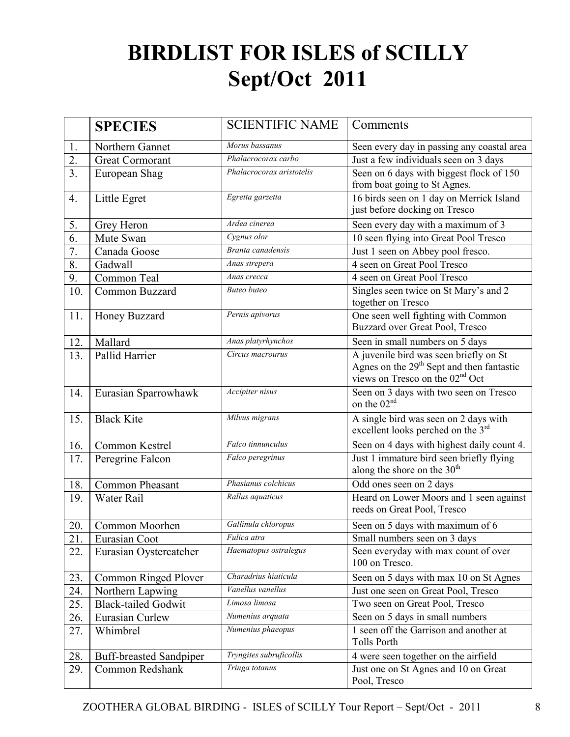# BIRDLIST FOR ISLES of SCILLY Sept/Oct 2011

| | SPECIES | SCIENTIFIC NAME | Comments |
|---|---|---|---|
| 1. | Northern Gannet | *Morus bassanus* | Seen every day in passing any coastal area |
| 2. | Great Cormorant | *Phalacrocorax carbo* | Just a few individuals seen on 3 days |
| 3. | European Shag | *Phalacrocorax aristotelis* | Seen on 6 days with biggest flock of 150 from boat going to St Agnes. |
| 4. | Little Egret | *Egretta garzetta* | 16 birds seen on 1 day on Merrick Island just before docking on Tresco |
| 5. | Grey Heron | *Ardea cinerea* | Seen every day with a maximum of 3 |
| 6. | Mute Swan | *Cygnus olor* | 10 seen flying into Great Pool Tresco |
| 7. | Canada Goose | *Branta canadensis* | Just 1 seen on Abbey pool fresco. |
| 8. | Gadwall | *Anas strepera* | 4 seen on Great Pool Tresco |
| 9. | Common Teal | *Anas crecca* | 4 seen on Great Pool Tresco |
| 10. | Common Buzzard | *Buteo buteo* | Singles seen twice on St Mary's and 2 together on Tresco |
| 11. | Honey Buzzard | *Pernis apivorus* | One seen well fighting with Common Buzzard over Great Pool, Tresco |
| 12. | Mallard | *Anas platyrhynchos* | Seen in small numbers on 5 days |
| 13. | Pallid Harrier | *Circus macrourus* | A juvenile bird was seen briefly on St Agnes on the 29th Sept and then fantastic views on Tresco on the 02nd Oct |
| 14. | Eurasian Sparrowhawk | *Accipiter nisus* | Seen on 3 days with two seen on Tresco on the 02nd |
| 15. | Black Kite | *Milvus migrans* | A single bird was seen on 2 days with excellent looks perched on the 3rd |
| 16. | Common Kestrel | *Falco tinnunculus* | Seen on 4 days with highest daily count 4. |
| 17. | Peregrine Falcon | *Falco peregrinus* | Just 1 immature bird seen briefly flying along the shore on the 30th |
| 18. | Common Pheasant | *Phasianus colchicus* | Odd ones seen on 2 days |
| 19. | Water Rail | *Rallus aquaticus* | Heard on Lower Moors and 1 seen against reeds on Great Pool, Tresco |
| 20. | Common Moorhen | *Gallinula chloropus* | Seen on 5 days with maximum of 6 |
| 21. | Eurasian Coot | *Fulica atra* | Small numbers seen on 3 days |
| 22. | Eurasian Oystercatcher | *Haematopus ostralegus* | Seen everyday with max count of over 100 on Tresco. |
| 23. | Common Ringed Plover | *Charadrius hiaticula* | Seen on 5 days with max 10 on St Agnes |
| 24. | Northern Lapwing | *Vanellus vanellus* | Just one seen on Great Pool, Tresco |
| 25. | Black-tailed Godwit | *Limosa limosa* | Two seen on Great Pool, Tresco |
| 26. | Eurasian Curlew | *Numenius arquata* | Seen on 5 days in small numbers |
| 27. | Whimbrel | *Numenius phaeopus* | 1 seen off the Garrison and another at Tolls Porth |
| 28. | Buff-breasted Sandpiper | *Tryngites subruficollis* | 4 were seen together on the airfield |
| 29. | Common Redshank | *Tringa totanus* | Just one on St Agnes and 10 on Great Pool, Tresco |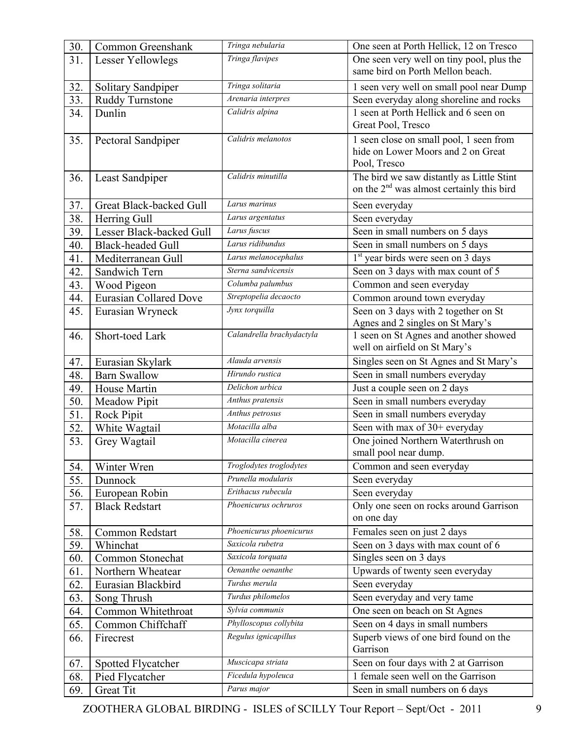| | | | |
|---|---|---|---|
| 30. | Common Greenshank | *Tringa nebularia* | One seen at Porth Hellick, 12 on Tresco |
| 31. | Lesser Yellowlegs | *Tringa flavipes* | One seen very well on tiny pool, plus the same bird on Porth Mellon beach. |
| 32. | Solitary Sandpiper | *Tringa solitaria* | 1 seen very well on small pool near Dump |
| 33. | Ruddy Turnstone | *Arenaria interpres* | Seen everyday along shoreline and rocks |
| 34. | Dunlin | *Calidris alpina* | 1 seen at Porth Hellick and 6 seen on Great Pool, Tresco |
| 35. | Pectoral Sandpiper | *Calidris melanotos* | 1 seen close on small pool, 1 seen from hide on Lower Moors and 2 on Great Pool, Tresco |
| 36. | Least Sandpiper | *Calidris minutilla* | The bird we saw distantly as Little Stint on the 2nd was almost certainly this bird |
| 37. | Great Black-backed Gull | *Larus marinus* | Seen everyday |
| 38. | Herring Gull | *Larus argentatus* | Seen everyday |
| 39. | Lesser Black-backed Gull | *Larus fuscus* | Seen in small numbers on 5 days |
| 40. | Black-headed Gull | *Larus ridibundus* | Seen in small numbers on 5 days |
| 41. | Mediterranean Gull | *Larus melanocephalus* | 1st year birds were seen on 3 days |
| 42. | Sandwich Tern | *Sterna sandvicensis* | Seen on 3 days with max count of 5 |
| 43. | Wood Pigeon | *Columba palumbus* | Common and seen everyday |
| 44. | Eurasian Collared Dove | *Streptopelia decaocto* | Common around town everyday |
| 45. | Eurasian Wryneck | *Jynx torquilla* | Seen on 3 days with 2 together on St Agnes and 2 singles on St Mary's |
| 46. | Short-toed Lark | *Calandrella brachydactyla* | 1 seen on St Agnes and another showed well on airfield on St Mary's |
| 47. | Eurasian Skylark | *Alauda arvensis* | Singles seen on St Agnes and St Mary's |
| 48. | Barn Swallow | *Hirundo rustica* | Seen in small numbers everyday |
| 49. | House Martin | *Delichon urbica* | Just a couple seen on 2 days |
| 50. | Meadow Pipit | *Anthus pratensis* | Seen in small numbers everyday |
| 51. | Rock Pipit | *Anthus petrosus* | Seen in small numbers everyday |
| 52. | White Wagtail | *Motacilla alba* | Seen with max of 30+ everyday |
| 53. | Grey Wagtail | *Motacilla cinerea* | One joined Northern Waterthrush on small pool near dump. |
| 54. | Winter Wren | *Troglodytes troglodytes* | Common and seen everyday |
| 55. | Dunnock | *Prunella modularis* | Seen everyday |
| 56. | European Robin | *Erithacus rubecula* | Seen everyday |
| 57. | Black Redstart | *Phoenicurus ochruros* | Only one seen on rocks around Garrison on one day |
| 58. | Common Redstart | *Phoenicurus phoenicurus* | Females seen on just 2 days |
| 59. | Whinchat | *Saxicola rubetra* | Seen on 3 days with max count of 6 |
| 60. | Common Stonechat | *Saxicola torquata* | Singles seen on 3 days |
| 61. | Northern Wheatear | *Oenanthe oenanthe* | Upwards of twenty seen everyday |
| 62. | Eurasian Blackbird | *Turdus merula* | Seen everyday |
| 63. | Song Thrush | *Turdus philomelos* | Seen everyday and very tame |
| 64. | Common Whitethroat | *Sylvia communis* | One seen on beach on St Agnes |
| 65. | Common Chiffchaff | *Phylloscopus collybita* | Seen on 4 days in small numbers |
| 66. | Firecrest | *Regulus ignicapillus* | Superb views of one bird found on the Garrison |
| 67. | Spotted Flycatcher | *Muscicapa striata* | Seen on four days with 2 at Garrison |
| 68. | Pied Flycatcher | *Ficedula hypoleuca* | 1 female seen well on the Garrison |
| 69. | Great Tit | *Parus major* | Seen in small numbers on 6 days |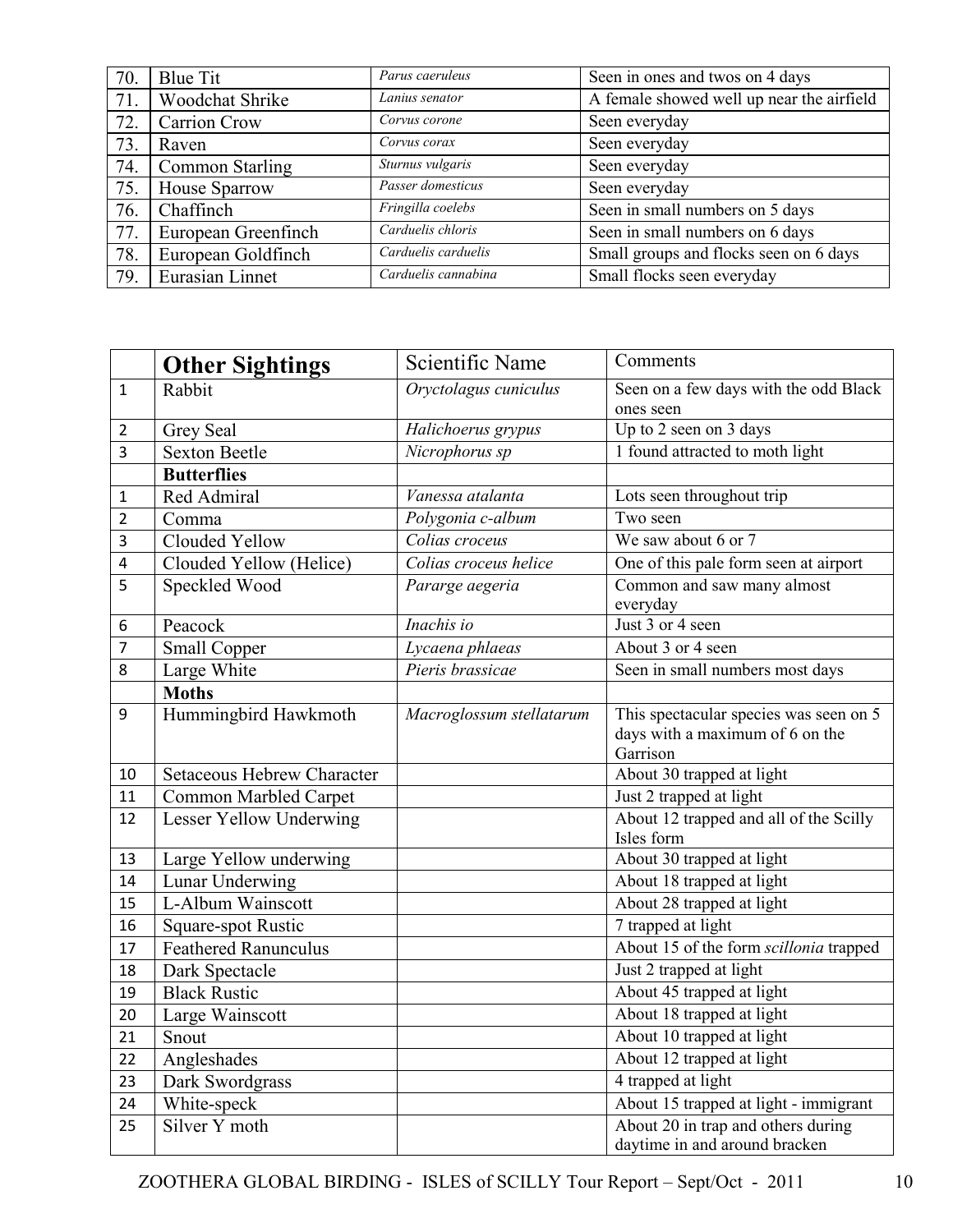| | | | |
|---|---|---|---|
| 70. | Blue Tit | *Parus caeruleus* | Seen in ones and twos on 4 days |
| 71. | Woodchat Shrike | *Lanius senator* | A female showed well up near the airfield |
| 72. | Carrion Crow | *Corvus corone* | Seen everyday |
| 73. | Raven | *Corvus corax* | Seen everyday |
| 74. | Common Starling | *Sturnus vulgaris* | Seen everyday |
| 75. | House Sparrow | *Passer domesticus* | Seen everyday |
| 76. | Chaffinch | *Fringilla coelebs* | Seen in small numbers on 5 days |
| 77. | European Greenfinch | *Carduelis chloris* | Seen in small numbers on 6 days |
| 78. | European Goldfinch | *Carduelis carduelis* | Small groups and flocks seen on 6 days |
| 79. | Eurasian Linnet | *Carduelis cannabina* | Small flocks seen everyday |

| | **Other Sightings** | Scientific Name | Comments |
|---|---|---|---|
| 1 | Rabbit | *Oryctolagus cuniculus* | Seen on a few days with the odd Black ones seen |
| 2 | Grey Seal | *Halichoerus grypus* | Up to 2 seen on 3 days |
| 3 | Sexton Beetle | *Nicrophorus sp* | 1 found attracted to moth light |
| | **Butterflies** | | |
| 1 | Red Admiral | *Vanessa atalanta* | Lots seen throughout trip |
| 2 | Comma | *Polygonia c-album* | Two seen |
| 3 | Clouded Yellow | *Colias croceus* | We saw about 6 or 7 |
| 4 | Clouded Yellow (Helice) | *Colias croceus helice* | One of this pale form seen at airport |
| 5 | Speckled Wood | *Pararge aegeria* | Common and saw many almost everyday |
| 6 | Peacock | *Inachis io* | Just 3 or 4 seen |
| 7 | Small Copper | *Lycaena phlaeas* | About 3 or 4 seen |
| 8 | Large White | *Pieris brassicae* | Seen in small numbers most days |
| | **Moths** | | |
| 9 | Hummingbird Hawkmoth | *Macroglossum stellatarum* | This spectacular species was seen on 5 days with a maximum of 6 on the Garrison |
| 10 | Setaceous Hebrew Character | | About 30 trapped at light |
| 11 | Common Marbled Carpet | | Just 2 trapped at light |
| 12 | Lesser Yellow Underwing | | About 12 trapped and all of the Scilly Isles form |
| 13 | Large Yellow underwing | | About 30 trapped at light |
| 14 | Lunar Underwing | | About 18 trapped at light |
| 15 | L-Album Wainscott | | About 28 trapped at light |
| 16 | Square-spot Rustic | | 7 trapped at light |
| 17 | Feathered Ranunculus | | About 15 of the form *scillonia* trapped |
| 18 | Dark Spectacle | | Just 2 trapped at light |
| 19 | Black Rustic | | About 45 trapped at light |
| 20 | Large Wainscott | | About 18 trapped at light |
| 21 | Snout | | About 10 trapped at light |
| 22 | Angleshades | | About 12 trapped at light |
| 23 | Dark Swordgrass | | 4 trapped at light |
| 24 | White-speck | | About 15 trapped at light - immigrant |
| 25 | Silver Y moth | | About 20 in trap and others during daytime in and around bracken |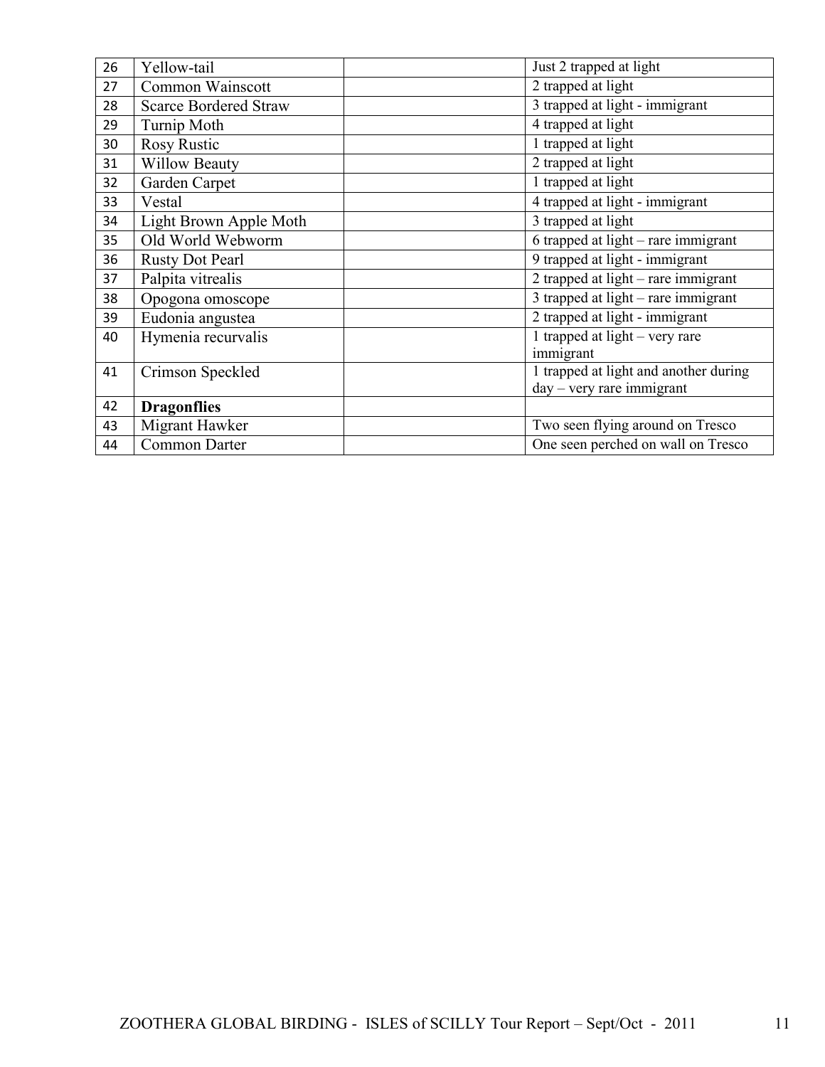| | | | |
|---|---|---|---|
| 26 | Yellow-tail | | Just 2 trapped at light |
| 27 | Common Wainscott | | 2 trapped at light |
| 28 | Scarce Bordered Straw | | 3 trapped at light - immigrant |
| 29 | Turnip Moth | | 4 trapped at light |
| 30 | Rosy Rustic | | 1 trapped at light |
| 31 | Willow Beauty | | 2 trapped at light |
| 32 | Garden Carpet | | 1 trapped at light |
| 33 | Vestal | | 4 trapped at light - immigrant |
| 34 | Light Brown Apple Moth | | 3 trapped at light |
| 35 | Old World Webworm | | 6 trapped at light – rare immigrant |
| 36 | Rusty Dot Pearl | | 9 trapped at light - immigrant |
| 37 | Palpita vitrealis | | 2 trapped at light – rare immigrant |
| 38 | Opogona omoscope | | 3 trapped at light – rare immigrant |
| 39 | Eudonia angustea | | 2 trapped at light - immigrant |
| 40 | Hymenia recurvalis | | 1 trapped at light – very rare immigrant |
| 41 | Crimson Speckled | | 1 trapped at light and another during day – very rare immigrant |
| 42 | **Dragonflies** | | |
| 43 | Migrant Hawker | | Two seen flying around on Tresco |
| 44 | Common Darter | | One seen perched on wall on Tresco |